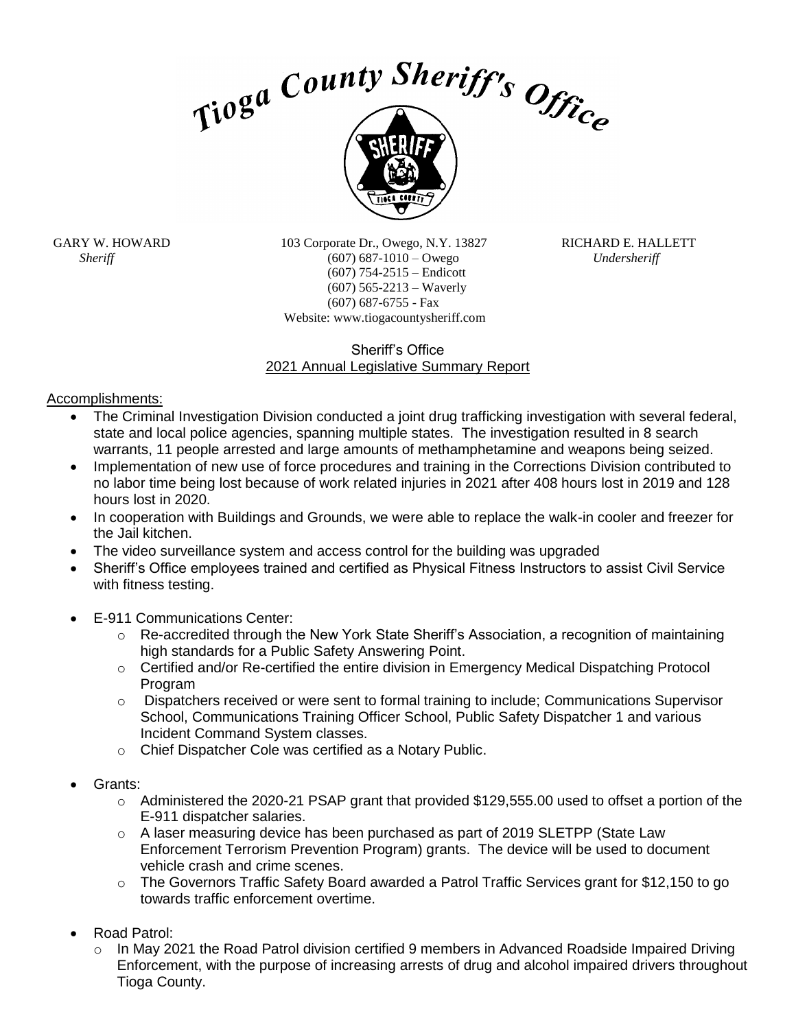# Tioga County Sheriff's Office

GARY W. HOWARD
*Sheriff*

103 Corporate Dr., Owego, N.Y. 13827
(607) 687-1010 – Owego
(607) 754-2515 – Endicott
(607) 565-2213 – Waverly
(607) 687-6755 - Fax
Website: www.tiogacountysheriff.com

RICHARD E. HALLETT
*Undersheriff*

## Sheriff's Office
## 2021 Annual Legislative Summary Report

Accomplishments:

- The Criminal Investigation Division conducted a joint drug trafficking investigation with several federal, state and local police agencies, spanning multiple states. The investigation resulted in 8 search warrants, 11 people arrested and large amounts of methamphetamine and weapons being seized.
- Implementation of new use of force procedures and training in the Corrections Division contributed to no labor time being lost because of work related injuries in 2021 after 408 hours lost in 2019 and 128 hours lost in 2020.
- In cooperation with Buildings and Grounds, we were able to replace the walk-in cooler and freezer for the Jail kitchen.
- The video surveillance system and access control for the building was upgraded
- Sheriff's Office employees trained and certified as Physical Fitness Instructors to assist Civil Service with fitness testing.
- E-911 Communications Center:
  - Re-accredited through the New York State Sheriff's Association, a recognition of maintaining high standards for a Public Safety Answering Point.
  - Certified and/or Re-certified the entire division in Emergency Medical Dispatching Protocol Program
  - Dispatchers received or were sent to formal training to include; Communications Supervisor School, Communications Training Officer School, Public Safety Dispatcher 1 and various Incident Command System classes.
  - Chief Dispatcher Cole was certified as a Notary Public.
- Grants:
  - Administered the 2020-21 PSAP grant that provided $129,555.00 used to offset a portion of the E-911 dispatcher salaries.
  - A laser measuring device has been purchased as part of 2019 SLETPP (State Law Enforcement Terrorism Prevention Program) grants. The device will be used to document vehicle crash and crime scenes.
  - The Governors Traffic Safety Board awarded a Patrol Traffic Services grant for $12,150 to go towards traffic enforcement overtime.
- Road Patrol:
  - In May 2021 the Road Patrol division certified 9 members in Advanced Roadside Impaired Driving Enforcement, with the purpose of increasing arrests of drug and alcohol impaired drivers throughout Tioga County.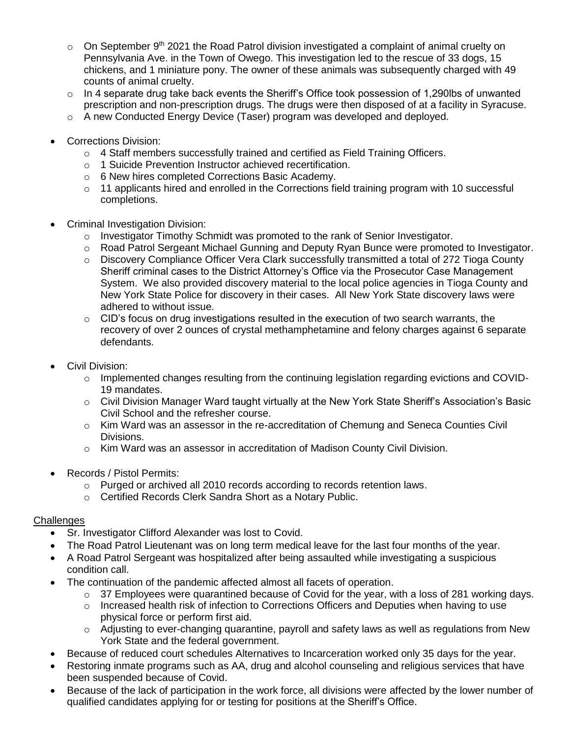- On September 9th 2021 the Road Patrol division investigated a complaint of animal cruelty on Pennsylvania Ave. in the Town of Owego. This investigation led to the rescue of 33 dogs, 15 chickens, and 1 miniature pony. The owner of these animals was subsequently charged with 49 counts of animal cruelty.
  - In 4 separate drug take back events the Sheriff's Office took possession of 1,290lbs of unwanted prescription and non-prescription drugs. The drugs were then disposed of at a facility in Syracuse.
  - A new Conducted Energy Device (Taser) program was developed and deployed.

- Corrections Division:
  - 4 Staff members successfully trained and certified as Field Training Officers.
  - 1 Suicide Prevention Instructor achieved recertification.
  - 6 New hires completed Corrections Basic Academy.
  - 11 applicants hired and enrolled in the Corrections field training program with 10 successful completions.

- Criminal Investigation Division:
  - Investigator Timothy Schmidt was promoted to the rank of Senior Investigator.
  - Road Patrol Sergeant Michael Gunning and Deputy Ryan Bunce were promoted to Investigator.
  - Discovery Compliance Officer Vera Clark successfully transmitted a total of 272 Tioga County Sheriff criminal cases to the District Attorney's Office via the Prosecutor Case Management System. We also provided discovery material to the local police agencies in Tioga County and New York State Police for discovery in their cases. All New York State discovery laws were adhered to without issue.
  - CID's focus on drug investigations resulted in the execution of two search warrants, the recovery of over 2 ounces of crystal methamphetamine and felony charges against 6 separate defendants.

- Civil Division:
  - Implemented changes resulting from the continuing legislation regarding evictions and COVID-19 mandates.
  - Civil Division Manager Ward taught virtually at the New York State Sheriff's Association's Basic Civil School and the refresher course.
  - Kim Ward was an assessor in the re-accreditation of Chemung and Seneca Counties Civil Divisions.
  - Kim Ward was an assessor in accreditation of Madison County Civil Division.

- Records / Pistol Permits:
  - Purged or archived all 2010 records according to records retention laws.
  - Certified Records Clerk Sandra Short as a Notary Public.

## Challenges

- Sr. Investigator Clifford Alexander was lost to Covid.
- The Road Patrol Lieutenant was on long term medical leave for the last four months of the year.
- A Road Patrol Sergeant was hospitalized after being assaulted while investigating a suspicious condition call.
- The continuation of the pandemic affected almost all facets of operation.
  - 37 Employees were quarantined because of Covid for the year, with a loss of 281 working days.
  - Increased health risk of infection to Corrections Officers and Deputies when having to use physical force or perform first aid.
  - Adjusting to ever-changing quarantine, payroll and safety laws as well as regulations from New York State and the federal government.
- Because of reduced court schedules Alternatives to Incarceration worked only 35 days for the year.
- Restoring inmate programs such as AA, drug and alcohol counseling and religious services that have been suspended because of Covid.
- Because of the lack of participation in the work force, all divisions were affected by the lower number of qualified candidates applying for or testing for positions at the Sheriff's Office.